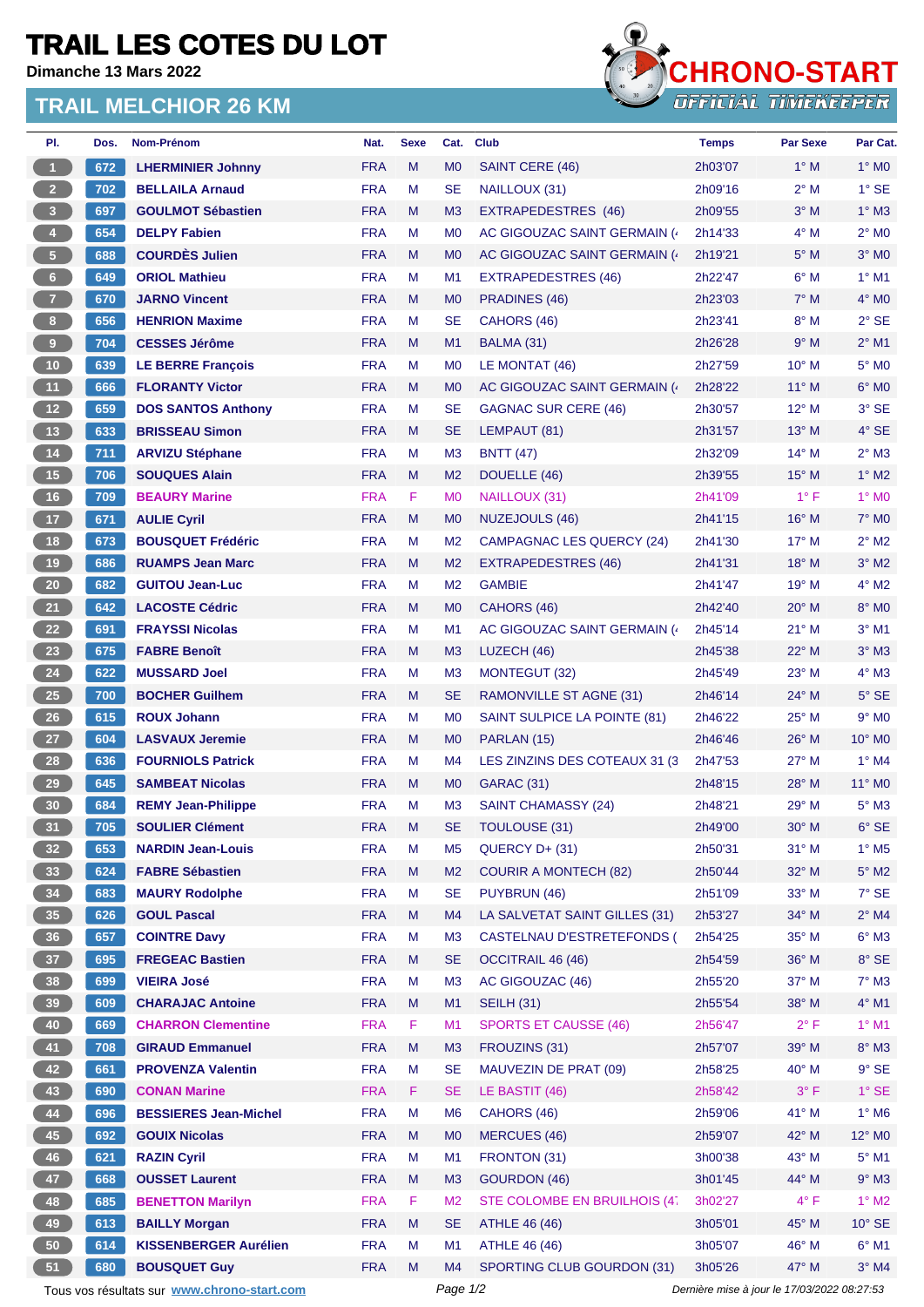# TRAIL LES COTES DU LOT

Dimanche 13 Mars 2022

## TRAIL MELCHIOR 26 KM

CHRONO-START
OFFICIAL TIMEKEEPER

| Pl. | Dos. | Nom-Prénom | Nat. | Sexe | Cat. | Club | Temps | Par Sexe | Par Cat. |
|---|---|---|---|---|---|---|---|---|---|
| 1 | 672 | LHERMINIER Johnny | FRA | M | M0 | SAINT CERE (46) | 2h03'07 | 1° M | 1° M0 |
| 2 | 702 | BELLAILA Arnaud | FRA | M | SE | NAILLOUX (31) | 2h09'16 | 2° M | 1° SE |
| 3 | 697 | GOULMOT Sébastien | FRA | M | M3 | EXTRAPEDESTRES (46) | 2h09'55 | 3° M | 1° M3 |
| 4 | 654 | DELPY Fabien | FRA | M | M0 | AC GIGOUZAC SAINT GERMAIN (4 | 2h14'33 | 4° M | 2° M0 |
| 5 | 688 | COURDÈS Julien | FRA | M | M0 | AC GIGOUZAC SAINT GERMAIN (4 | 2h19'21 | 5° M | 3° M0 |
| 6 | 649 | ORIOL Mathieu | FRA | M | M1 | EXTRAPEDESTRES (46) | 2h22'47 | 6° M | 1° M1 |
| 7 | 670 | JARNO Vincent | FRA | M | M0 | PRADINES (46) | 2h23'03 | 7° M | 4° M0 |
| 8 | 656 | HENRION Maxime | FRA | M | SE | CAHORS (46) | 2h23'41 | 8° M | 2° SE |
| 9 | 704 | CESSES Jérôme | FRA | M | M1 | BALMA (31) | 2h26'28 | 9° M | 2° M1 |
| 10 | 639 | LE BERRE François | FRA | M | M0 | LE MONTAT (46) | 2h27'59 | 10° M | 5° M0 |
| 11 | 666 | FLORANTY Victor | FRA | M | M0 | AC GIGOUZAC SAINT GERMAIN (4 | 2h28'22 | 11° M | 6° M0 |
| 12 | 659 | DOS SANTOS Anthony | FRA | M | SE | GAGNAC SUR CERE (46) | 2h30'57 | 12° M | 3° SE |
| 13 | 633 | BRISSEAU Simon | FRA | M | SE | LEMPAUT (81) | 2h31'57 | 13° M | 4° SE |
| 14 | 711 | ARVIZU Stéphane | FRA | M | M3 | BNTT (47) | 2h32'09 | 14° M | 2° M3 |
| 15 | 706 | SOUQUES Alain | FRA | M | M2 | DOUELLE (46) | 2h39'55 | 15° M | 1° M2 |
| 16 | 709 | BEAURY Marine | FRA | F | M0 | NAILLOUX (31) | 2h41'09 | 1° F | 1° M0 |
| 17 | 671 | AULIE Cyril | FRA | M | M0 | NUZEJOULS (46) | 2h41'15 | 16° M | 7° M0 |
| 18 | 673 | BOUSQUET Frédéric | FRA | M | M2 | CAMPAGNAC LES QUERCY (24) | 2h41'30 | 17° M | 2° M2 |
| 19 | 686 | RUAMPS Jean Marc | FRA | M | M2 | EXTRAPEDESTRES (46) | 2h41'31 | 18° M | 3° M2 |
| 20 | 682 | GUITOU Jean-Luc | FRA | M | M2 | GAMBIE | 2h41'47 | 19° M | 4° M2 |
| 21 | 642 | LACOSTE Cédric | FRA | M | M0 | CAHORS (46) | 2h42'40 | 20° M | 8° M0 |
| 22 | 691 | FRAYSSI Nicolas | FRA | M | M1 | AC GIGOUZAC SAINT GERMAIN (4 | 2h45'14 | 21° M | 3° M1 |
| 23 | 675 | FABRE Benoît | FRA | M | M3 | LUZECH (46) | 2h45'38 | 22° M | 3° M3 |
| 24 | 622 | MUSSARD Joel | FRA | M | M3 | MONTEGUT (32) | 2h45'49 | 23° M | 4° M3 |
| 25 | 700 | BOCHER Guilhem | FRA | M | SE | RAMONVILLE ST AGNE (31) | 2h46'14 | 24° M | 5° SE |
| 26 | 615 | ROUX Johann | FRA | M | M0 | SAINT SULPICE LA POINTE (81) | 2h46'22 | 25° M | 9° M0 |
| 27 | 604 | LASVAUX Jeremie | FRA | M | M0 | PARLAN (15) | 2h46'46 | 26° M | 10° M0 |
| 28 | 636 | FOURNIOLS Patrick | FRA | M | M4 | LES ZINZINS DES COTEAUX 31 (3 | 2h47'53 | 27° M | 1° M4 |
| 29 | 645 | SAMBEAT Nicolas | FRA | M | M0 | GARAC (31) | 2h48'15 | 28° M | 11° M0 |
| 30 | 684 | REMY Jean-Philippe | FRA | M | M3 | SAINT CHAMASSY (24) | 2h48'21 | 29° M | 5° M3 |
| 31 | 705 | SOULIER Clément | FRA | M | SE | TOULOUSE (31) | 2h49'00 | 30° M | 6° SE |
| 32 | 653 | NARDIN Jean-Louis | FRA | M | M5 | QUERCY D+ (31) | 2h50'31 | 31° M | 1° M5 |
| 33 | 624 | FABRE Sébastien | FRA | M | M2 | COURIR A MONTECH (82) | 2h50'44 | 32° M | 5° M2 |
| 34 | 683 | MAURY Rodolphe | FRA | M | SE | PUYBRUN (46) | 2h51'09 | 33° M | 7° SE |
| 35 | 626 | GOUL Pascal | FRA | M | M4 | LA SALVETAT SAINT GILLES (31) | 2h53'27 | 34° M | 2° M4 |
| 36 | 657 | COINTRE Davy | FRA | M | M3 | CASTELNAU D'ESTRETEFONDS ( | 2h54'25 | 35° M | 6° M3 |
| 37 | 695 | FREGEAC Bastien | FRA | M | SE | OCCITRAIL 46 (46) | 2h54'59 | 36° M | 8° SE |
| 38 | 699 | VIEIRA José | FRA | M | M3 | AC GIGOUZAC (46) | 2h55'20 | 37° M | 7° M3 |
| 39 | 609 | CHARAJAC Antoine | FRA | M | M1 | SEILH (31) | 2h55'54 | 38° M | 4° M1 |
| 40 | 669 | CHARRON Clementine | FRA | F | M1 | SPORTS ET CAUSSE (46) | 2h56'47 | 2° F | 1° M1 |
| 41 | 708 | GIRAUD Emmanuel | FRA | M | M3 | FROUZINS (31) | 2h57'07 | 39° M | 8° M3 |
| 42 | 661 | PROVENZA Valentin | FRA | M | SE | MAUVEZIN DE PRAT (09) | 2h58'25 | 40° M | 9° SE |
| 43 | 690 | CONAN Marine | FRA | F | SE | LE BASTIT (46) | 2h58'42 | 3° F | 1° SE |
| 44 | 696 | BESSIERES Jean-Michel | FRA | M | M6 | CAHORS (46) | 2h59'06 | 41° M | 1° M6 |
| 45 | 692 | GOUIX Nicolas | FRA | M | M0 | MERCUES (46) | 2h59'07 | 42° M | 12° M0 |
| 46 | 621 | RAZIN Cyril | FRA | M | M1 | FRONTON (31) | 3h00'38 | 43° M | 5° M1 |
| 47 | 668 | OUSSET Laurent | FRA | M | M3 | GOURDON (46) | 3h01'45 | 44° M | 9° M3 |
| 48 | 685 | BENETTON Marilyn | FRA | F | M2 | STE COLOMBE EN BRUILHOIS (47 | 3h02'27 | 4° F | 1° M2 |
| 49 | 613 | BAILLY Morgan | FRA | M | SE | ATHLE 46 (46) | 3h05'01 | 45° M | 10° SE |
| 50 | 614 | KISSENBERGER Aurélien | FRA | M | M1 | ATHLE 46 (46) | 3h05'07 | 46° M | 6° M1 |
| 51 | 680 | BOUSQUET Guy | FRA | M | M4 | SPORTING CLUB GOURDON (31) | 3h05'26 | 47° M | 3° M4 |

Tous vos résultats sur www.chrono-start.com

Dernière mise à jour le 17/03/2022 08:27:53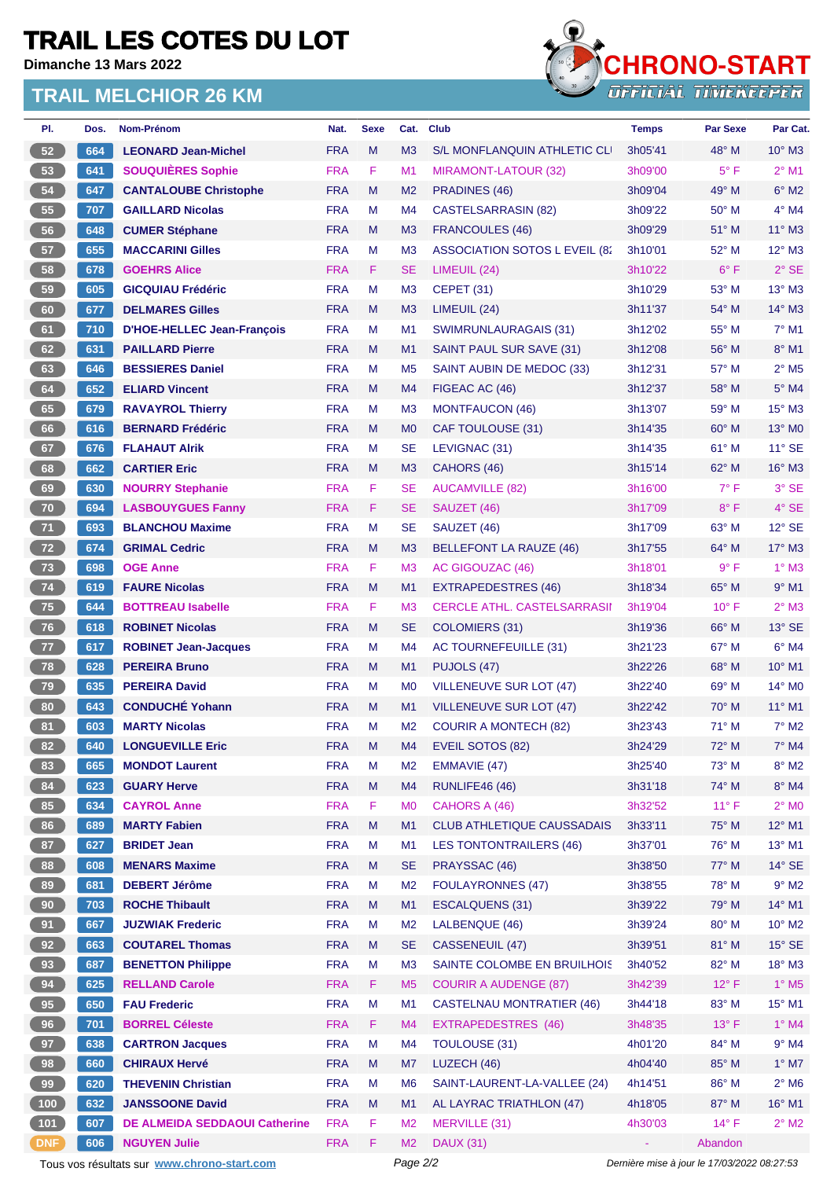# TRAIL LES COTES DU LOT

**Dimanche 13 Mars 2022**

## TRAIL MELCHIOR 26 KM

CHRONO-START
OFFICIAL TIMEKEEPER

| Pl. | Dos. | Nom-Prénom | Nat. | Sexe | Cat. | Club | Temps | Par Sexe | Par Cat. |
|---|---|---|---|---|---|---|---|---|---|
| 52 | 664 | **LEONARD Jean-Michel** | FRA | M | M3 | S/L MONFLANQUIN ATHLETIC CLI | 3h05'41 | 48° M | 10° M3 |
| 53 | 641 | **SOUQUIÈRES Sophie** | FRA | F | M1 | MIRAMONT-LATOUR (32) | 3h09'00 | 5° F | 2° M1 |
| 54 | 647 | **CANTALOUBE Christophe** | FRA | M | M2 | PRADINES (46) | 3h09'04 | 49° M | 6° M2 |
| 55 | 707 | **GAILLARD Nicolas** | FRA | M | M4 | CASTELSARRASIN (82) | 3h09'22 | 50° M | 4° M4 |
| 56 | 648 | **CUMER Stéphane** | FRA | M | M3 | FRANCOULES (46) | 3h09'29 | 51° M | 11° M3 |
| 57 | 655 | **MACCARINI Gilles** | FRA | M | M3 | ASSOCIATION SOTOS L EVEIL (82 | 3h10'01 | 52° M | 12° M3 |
| 58 | 678 | **GOEHRS Alice** | FRA | F | SE | LIMEUIL (24) | 3h10'22 | 6° F | 2° SE |
| 59 | 605 | **GICQUIAU Frédéric** | FRA | M | M3 | CEPET (31) | 3h10'29 | 53° M | 13° M3 |
| 60 | 677 | **DELMARES Gilles** | FRA | M | M3 | LIMEUIL (24) | 3h11'37 | 54° M | 14° M3 |
| 61 | 710 | **D'HOE-HELLEC Jean-François** | FRA | M | M1 | SWIMRUNLAURAGAIS (31) | 3h12'02 | 55° M | 7° M1 |
| 62 | 631 | **PAILLARD Pierre** | FRA | M | M1 | SAINT PAUL SUR SAVE (31) | 3h12'08 | 56° M | 8° M1 |
| 63 | 646 | **BESSIERES Daniel** | FRA | M | M5 | SAINT AUBIN DE MEDOC (33) | 3h12'31 | 57° M | 2° M5 |
| 64 | 652 | **ELIARD Vincent** | FRA | M | M4 | FIGEAC AC (46) | 3h12'37 | 58° M | 5° M4 |
| 65 | 679 | **RAVAYROL Thierry** | FRA | M | M3 | MONTFAUCON (46) | 3h13'07 | 59° M | 15° M3 |
| 66 | 616 | **BERNARD Frédéric** | FRA | M | M0 | CAF TOULOUSE (31) | 3h14'35 | 60° M | 13° M0 |
| 67 | 676 | **FLAHAUT Alrik** | FRA | M | SE | LEVIGNAC (31) | 3h14'35 | 61° M | 11° SE |
| 68 | 662 | **CARTIER Eric** | FRA | M | M3 | CAHORS (46) | 3h15'14 | 62° M | 16° M3 |
| 69 | 630 | **NOURRY Stephanie** | FRA | F | SE | AUCAMVILLE (82) | 3h16'00 | 7° F | 3° SE |
| 70 | 694 | **LASBOUYGUES Fanny** | FRA | F | SE | SAUZET (46) | 3h17'09 | 8° F | 4° SE |
| 71 | 693 | **BLANCHOU Maxime** | FRA | M | SE | SAUZET (46) | 3h17'09 | 63° M | 12° SE |
| 72 | 674 | **GRIMAL Cedric** | FRA | M | M3 | BELLEFONT LA RAUZE (46) | 3h17'55 | 64° M | 17° M3 |
| 73 | 698 | **OGE Anne** | FRA | F | M3 | AC GIGOUZAC (46) | 3h18'01 | 9° F | 1° M3 |
| 74 | 619 | **FAURE Nicolas** | FRA | M | M1 | EXTRAPEDESTRES (46) | 3h18'34 | 65° M | 9° M1 |
| 75 | 644 | **BOTTREAU Isabelle** | FRA | F | M3 | CERCLE ATHL. CASTELSARRASII | 3h19'04 | 10° F | 2° M3 |
| 76 | 618 | **ROBINET Nicolas** | FRA | M | SE | COLOMIERS (31) | 3h19'36 | 66° M | 13° SE |
| 77 | 617 | **ROBINET Jean-Jacques** | FRA | M | M4 | AC TOURNEFEUILLE (31) | 3h21'23 | 67° M | 6° M4 |
| 78 | 628 | **PEREIRA Bruno** | FRA | M | M1 | PUJOLS (47) | 3h22'26 | 68° M | 10° M1 |
| 79 | 635 | **PEREIRA David** | FRA | M | M0 | VILLENEUVE SUR LOT (47) | 3h22'40 | 69° M | 14° M0 |
| 80 | 643 | **CONDUCHÉ Yohann** | FRA | M | M1 | VILLENEUVE SUR LOT (47) | 3h22'42 | 70° M | 11° M1 |
| 81 | 603 | **MARTY Nicolas** | FRA | M | M2 | COURIR A MONTECH (82) | 3h23'43 | 71° M | 7° M2 |
| 82 | 640 | **LONGUEVILLE Eric** | FRA | M | M4 | EVEIL SOTOS (82) | 3h24'29 | 72° M | 7° M4 |
| 83 | 665 | **MONDOT Laurent** | FRA | M | M2 | EMMAVIE (47) | 3h25'40 | 73° M | 8° M2 |
| 84 | 623 | **GUARY Herve** | FRA | M | M4 | RUNLIFE46 (46) | 3h31'18 | 74° M | 8° M4 |
| 85 | 634 | **CAYROL Anne** | FRA | F | M0 | CAHORS A (46) | 3h32'52 | 11° F | 2° M0 |
| 86 | 689 | **MARTY Fabien** | FRA | M | M1 | CLUB ATHLETIQUE CAUSSADAIS | 3h33'11 | 75° M | 12° M1 |
| 87 | 627 | **BRIDET Jean** | FRA | M | M1 | LES TONTONTRAILERS (46) | 3h37'01 | 76° M | 13° M1 |
| 88 | 608 | **MENARS Maxime** | FRA | M | SE | PRAYSSAC (46) | 3h38'50 | 77° M | 14° SE |
| 89 | 681 | **DEBERT Jérôme** | FRA | M | M2 | FOULAYRONNES (47) | 3h38'55 | 78° M | 9° M2 |
| 90 | 703 | **ROCHE Thibault** | FRA | M | M1 | ESCALQUENS (31) | 3h39'22 | 79° M | 14° M1 |
| 91 | 667 | **JUZWIAK Frederic** | FRA | M | M2 | LALBENQUE (46) | 3h39'24 | 80° M | 10° M2 |
| 92 | 663 | **COUTAREL Thomas** | FRA | M | SE | CASSENEUIL (47) | 3h39'51 | 81° M | 15° SE |
| 93 | 687 | **BENETTON Philippe** | FRA | M | M3 | SAINTE COLOMBE EN BRUILHOIS | 3h40'52 | 82° M | 18° M3 |
| 94 | 625 | **RELLAND Carole** | FRA | F | M5 | COURIR A AUDENGE (87) | 3h42'39 | 12° F | 1° M5 |
| 95 | 650 | **FAU Frederic** | FRA | M | M1 | CASTELNAU MONTRATIER (46) | 3h44'18 | 83° M | 15° M1 |
| 96 | 701 | **BORREL Céleste** | FRA | F | M4 | EXTRAPEDESTRES (46) | 3h48'35 | 13° F | 1° M4 |
| 97 | 638 | **CARTRON Jacques** | FRA | M | M4 | TOULOUSE (31) | 4h01'20 | 84° M | 9° M4 |
| 98 | 660 | **CHIRAUX Hervé** | FRA | M | M7 | LUZECH (46) | 4h04'40 | 85° M | 1° M7 |
| 99 | 620 | **THEVENIN Christian** | FRA | M | M6 | SAINT-LAURENT-LA-VALLEE (24) | 4h14'51 | 86° M | 2° M6 |
| 100 | 632 | **JANSSOONE David** | FRA | M | M1 | AL LAYRAC TRIATHLON (47) | 4h18'05 | 87° M | 16° M1 |
| 101 | 607 | **DE ALMEIDA SEDDAOUI Catherine** | FRA | F | M2 | MERVILLE (31) | 4h30'03 | 14° F | 2° M2 |
| DNF | 606 | **NGUYEN Julie** | FRA | F | M2 | DAUX (31) | - | Abandon | |

Tous vos résultats sur www.chrono-start.com

Dernière mise à jour le 17/03/2022 08:27:53